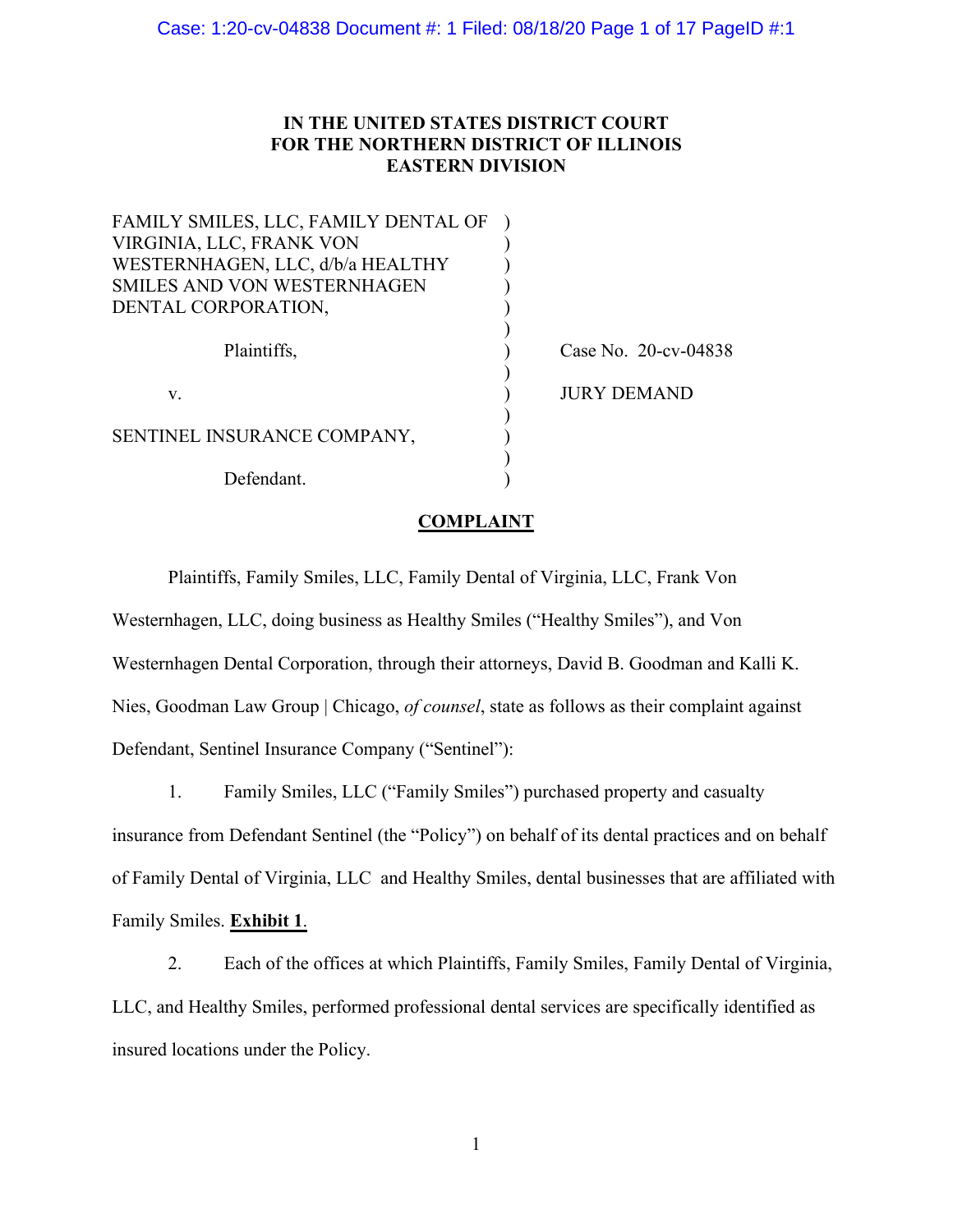# IN THE UNITED STATES DISTRICT COURT FOR THE NORTHERN DISTRICT OF ILLINOIS EASTERN DIVISION

| | | |
|---|---|---|
| FAMILY SMILES, LLC, FAMILY DENTAL OF VIRGINIA, LLC, FRANK VON WESTERNHAGEN, LLC, d/b/a HEALTHY SMILES AND VON WESTERNHAGEN DENTAL CORPORATION, | ) | |
| Plaintiffs, | ) | Case No. 20-cv-04838 |
| v. | ) | JURY DEMAND |
| SENTINEL INSURANCE COMPANY, | ) | |
| Defendant. | ) | |

## COMPLAINT

Plaintiffs, Family Smiles, LLC, Family Dental of Virginia, LLC, Frank Von Westernhagen, LLC, doing business as Healthy Smiles ("Healthy Smiles"), and Von Westernhagen Dental Corporation, through their attorneys, David B. Goodman and Kalli K. Nies, Goodman Law Group | Chicago, *of counsel*, state as follows as their complaint against Defendant, Sentinel Insurance Company ("Sentinel"):

1. Family Smiles, LLC ("Family Smiles") purchased property and casualty insurance from Defendant Sentinel (the "Policy") on behalf of its dental practices and on behalf of Family Dental of Virginia, LLC and Healthy Smiles, dental businesses that are affiliated with Family Smiles. **Exhibit 1**.

2. Each of the offices at which Plaintiffs, Family Smiles, Family Dental of Virginia, LLC, and Healthy Smiles, performed professional dental services are specifically identified as insured locations under the Policy.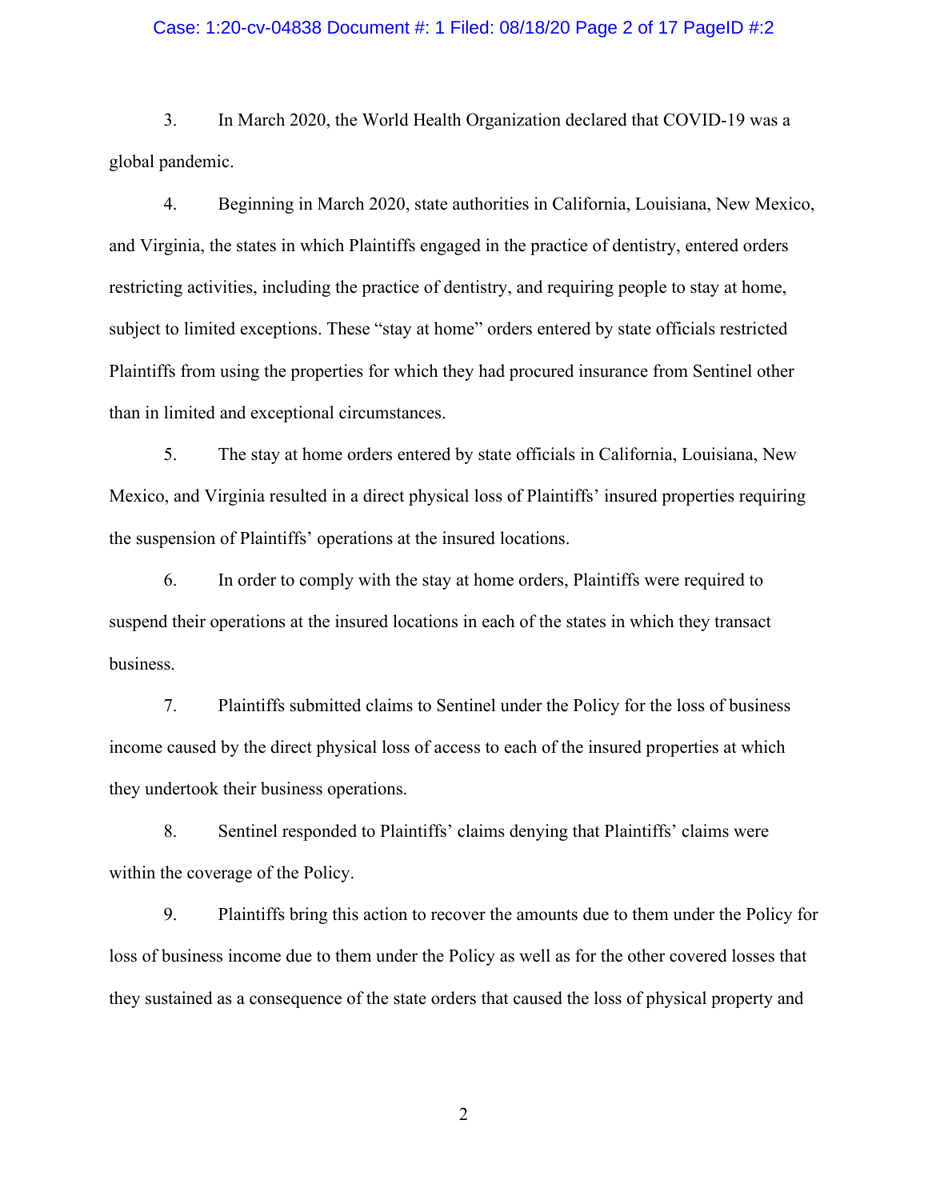3. In March 2020, the World Health Organization declared that COVID-19 was a global pandemic.

4. Beginning in March 2020, state authorities in California, Louisiana, New Mexico, and Virginia, the states in which Plaintiffs engaged in the practice of dentistry, entered orders restricting activities, including the practice of dentistry, and requiring people to stay at home, subject to limited exceptions. These "stay at home" orders entered by state officials restricted Plaintiffs from using the properties for which they had procured insurance from Sentinel other than in limited and exceptional circumstances.

5. The stay at home orders entered by state officials in California, Louisiana, New Mexico, and Virginia resulted in a direct physical loss of Plaintiffs' insured properties requiring the suspension of Plaintiffs' operations at the insured locations.

6. In order to comply with the stay at home orders, Plaintiffs were required to suspend their operations at the insured locations in each of the states in which they transact business.

7. Plaintiffs submitted claims to Sentinel under the Policy for the loss of business income caused by the direct physical loss of access to each of the insured properties at which they undertook their business operations.

8. Sentinel responded to Plaintiffs' claims denying that Plaintiffs' claims were within the coverage of the Policy.

9. Plaintiffs bring this action to recover the amounts due to them under the Policy for loss of business income due to them under the Policy as well as for the other covered losses that they sustained as a consequence of the state orders that caused the loss of physical property and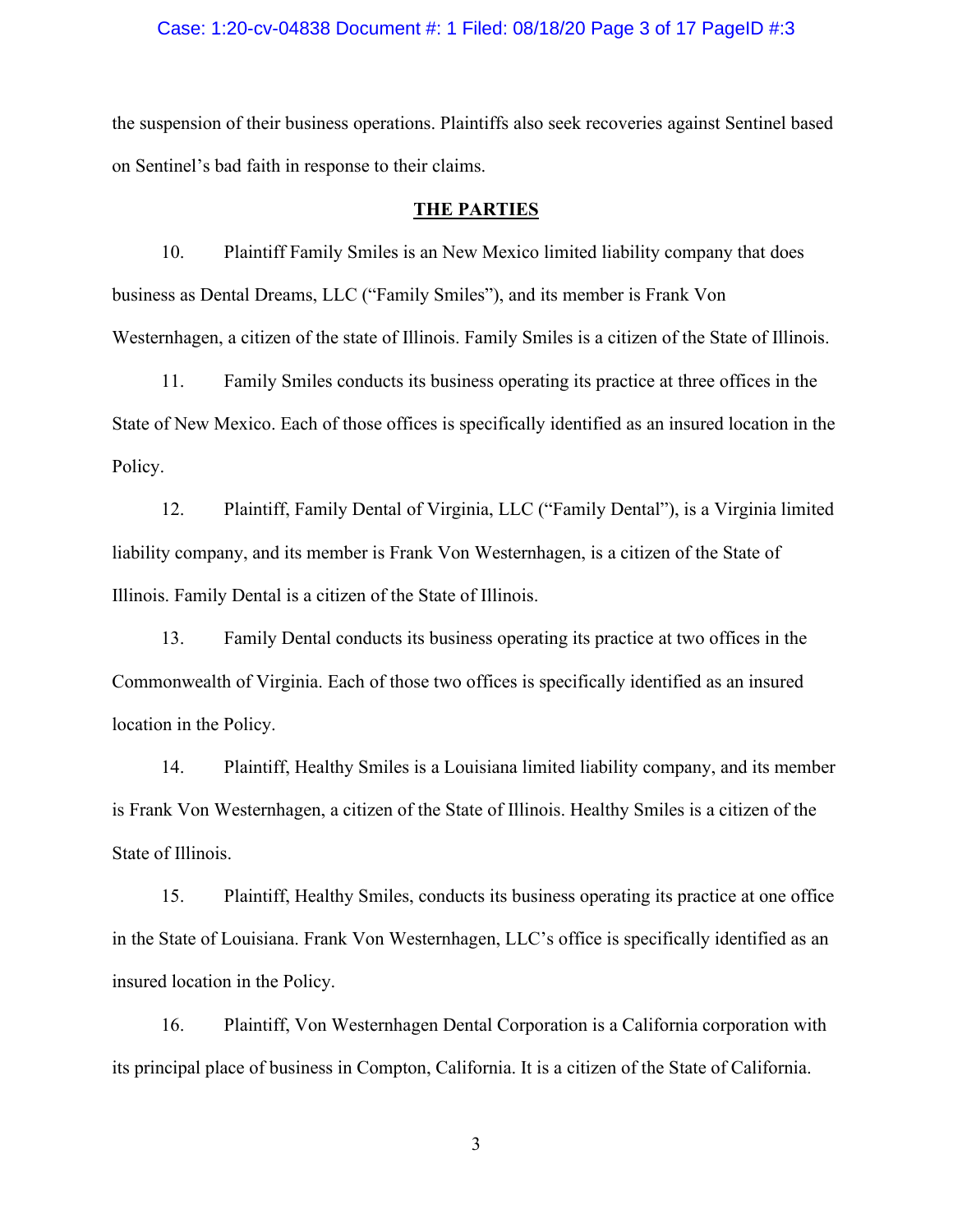the suspension of their business operations. Plaintiffs also seek recoveries against Sentinel based on Sentinel's bad faith in response to their claims.

## THE PARTIES

10. Plaintiff Family Smiles is an New Mexico limited liability company that does business as Dental Dreams, LLC ("Family Smiles"), and its member is Frank Von Westernhagen, a citizen of the state of Illinois. Family Smiles is a citizen of the State of Illinois.

11. Family Smiles conducts its business operating its practice at three offices in the State of New Mexico. Each of those offices is specifically identified as an insured location in the Policy.

12. Plaintiff, Family Dental of Virginia, LLC ("Family Dental"), is a Virginia limited liability company, and its member is Frank Von Westernhagen, is a citizen of the State of Illinois. Family Dental is a citizen of the State of Illinois.

13. Family Dental conducts its business operating its practice at two offices in the Commonwealth of Virginia. Each of those two offices is specifically identified as an insured location in the Policy.

14. Plaintiff, Healthy Smiles is a Louisiana limited liability company, and its member is Frank Von Westernhagen, a citizen of the State of Illinois. Healthy Smiles is a citizen of the State of Illinois.

15. Plaintiff, Healthy Smiles, conducts its business operating its practice at one office in the State of Louisiana. Frank Von Westernhagen, LLC's office is specifically identified as an insured location in the Policy.

16. Plaintiff, Von Westernhagen Dental Corporation is a California corporation with its principal place of business in Compton, California. It is a citizen of the State of California.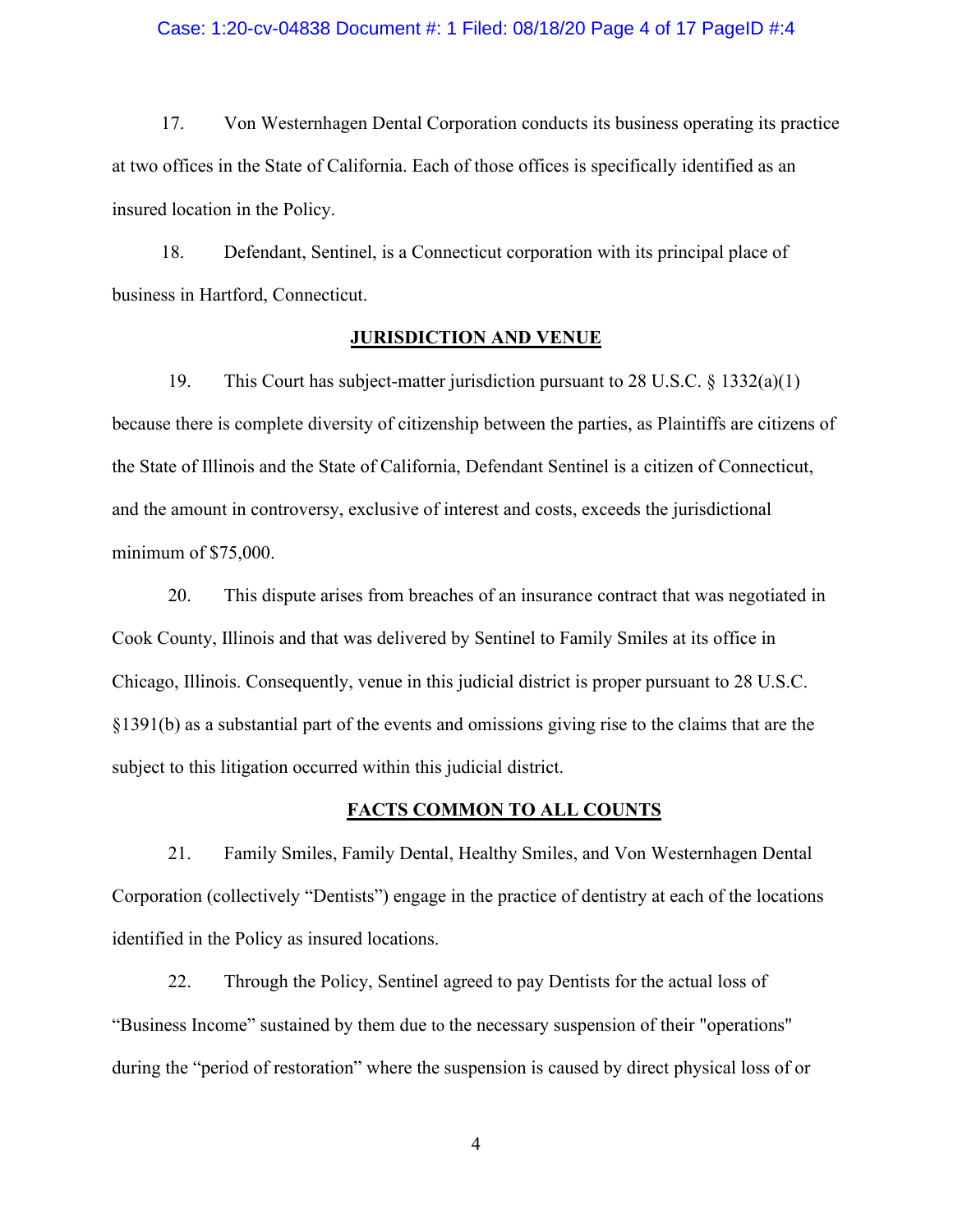17. Von Westernhagen Dental Corporation conducts its business operating its practice at two offices in the State of California. Each of those offices is specifically identified as an insured location in the Policy.

18. Defendant, Sentinel, is a Connecticut corporation with its principal place of business in Hartford, Connecticut.

## JURISDICTION AND VENUE

19. This Court has subject-matter jurisdiction pursuant to 28 U.S.C. § 1332(a)(1) because there is complete diversity of citizenship between the parties, as Plaintiffs are citizens of the State of Illinois and the State of California, Defendant Sentinel is a citizen of Connecticut, and the amount in controversy, exclusive of interest and costs, exceeds the jurisdictional minimum of $75,000.

20. This dispute arises from breaches of an insurance contract that was negotiated in Cook County, Illinois and that was delivered by Sentinel to Family Smiles at its office in Chicago, Illinois. Consequently, venue in this judicial district is proper pursuant to 28 U.S.C. §1391(b) as a substantial part of the events and omissions giving rise to the claims that are the subject to this litigation occurred within this judicial district.

## FACTS COMMON TO ALL COUNTS

21. Family Smiles, Family Dental, Healthy Smiles, and Von Westernhagen Dental Corporation (collectively "Dentists") engage in the practice of dentistry at each of the locations identified in the Policy as insured locations.

22. Through the Policy, Sentinel agreed to pay Dentists for the actual loss of "Business Income" sustained by them due to the necessary suspension of their "operations" during the "period of restoration" where the suspension is caused by direct physical loss of or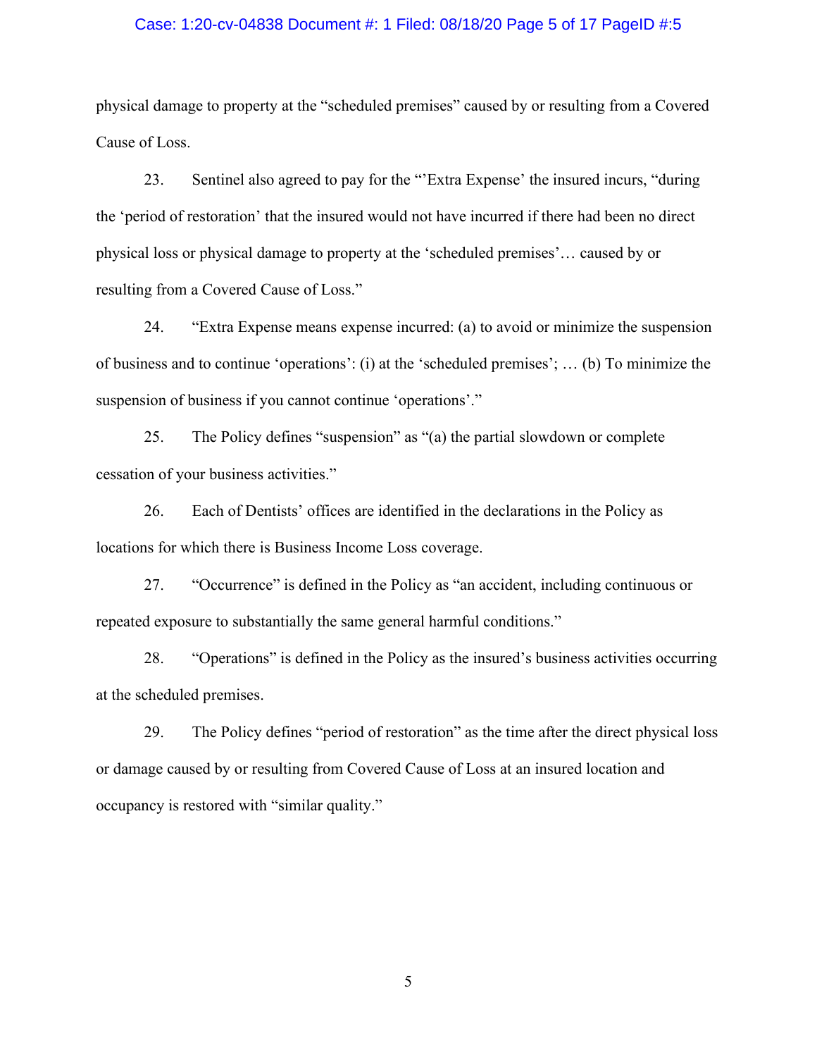physical damage to property at the "scheduled premises" caused by or resulting from a Covered Cause of Loss.

23. Sentinel also agreed to pay for the "'Extra Expense' the insured incurs, "during the 'period of restoration' that the insured would not have incurred if there had been no direct physical loss or physical damage to property at the 'scheduled premises'… caused by or resulting from a Covered Cause of Loss."

24. "Extra Expense means expense incurred: (a) to avoid or minimize the suspension of business and to continue 'operations': (i) at the 'scheduled premises'; … (b) To minimize the suspension of business if you cannot continue 'operations'."

25. The Policy defines "suspension" as "(a) the partial slowdown or complete cessation of your business activities."

26. Each of Dentists' offices are identified in the declarations in the Policy as locations for which there is Business Income Loss coverage.

27. "Occurrence" is defined in the Policy as "an accident, including continuous or repeated exposure to substantially the same general harmful conditions."

28. "Operations" is defined in the Policy as the insured's business activities occurring at the scheduled premises.

29. The Policy defines "period of restoration" as the time after the direct physical loss or damage caused by or resulting from Covered Cause of Loss at an insured location and occupancy is restored with "similar quality."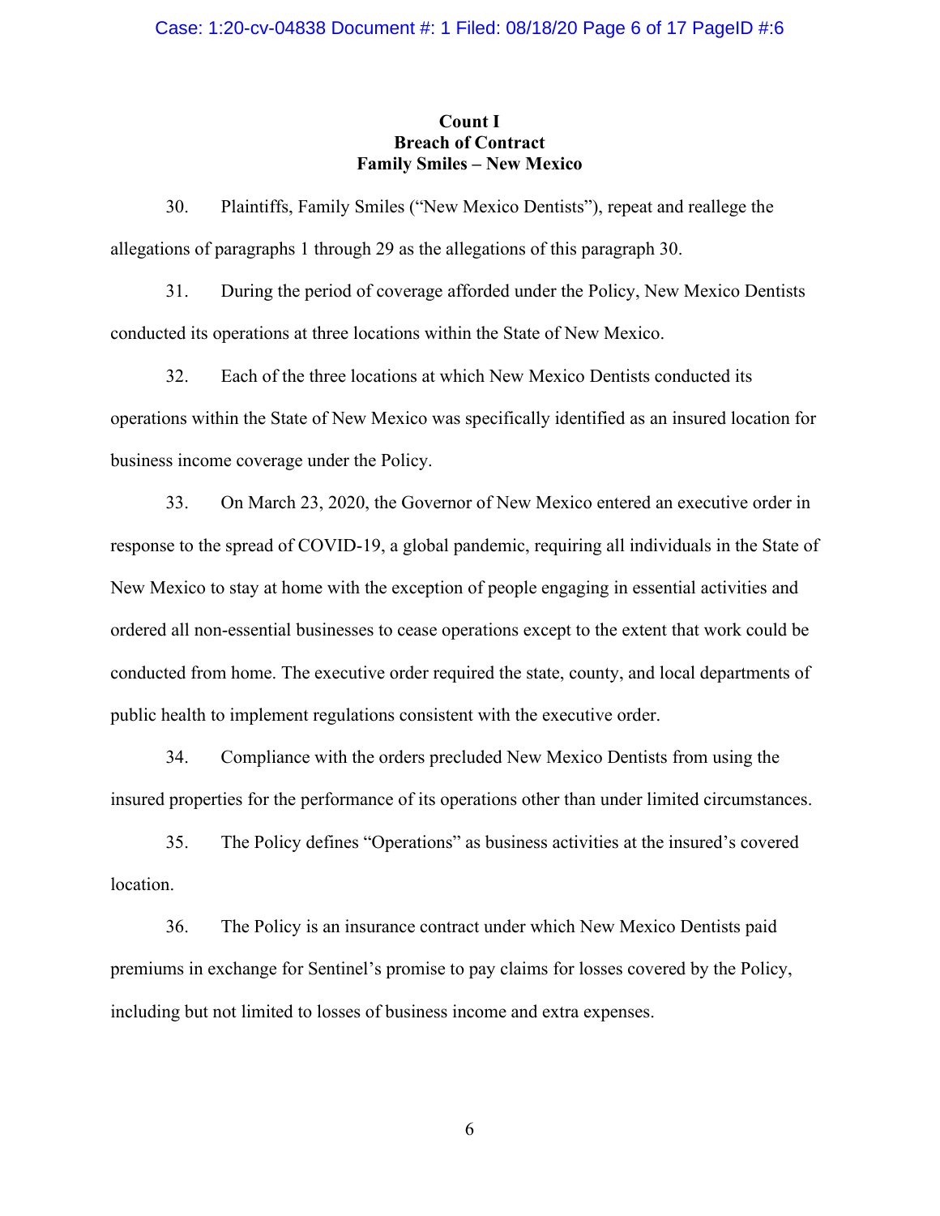**Count I**
**Breach of Contract**
**Family Smiles – New Mexico**

30. Plaintiffs, Family Smiles ("New Mexico Dentists"), repeat and reallege the allegations of paragraphs 1 through 29 as the allegations of this paragraph 30.

31. During the period of coverage afforded under the Policy, New Mexico Dentists conducted its operations at three locations within the State of New Mexico.

32. Each of the three locations at which New Mexico Dentists conducted its operations within the State of New Mexico was specifically identified as an insured location for business income coverage under the Policy.

33. On March 23, 2020, the Governor of New Mexico entered an executive order in response to the spread of COVID-19, a global pandemic, requiring all individuals in the State of New Mexico to stay at home with the exception of people engaging in essential activities and ordered all non-essential businesses to cease operations except to the extent that work could be conducted from home. The executive order required the state, county, and local departments of public health to implement regulations consistent with the executive order.

34. Compliance with the orders precluded New Mexico Dentists from using the insured properties for the performance of its operations other than under limited circumstances.

35. The Policy defines "Operations" as business activities at the insured's covered location.

36. The Policy is an insurance contract under which New Mexico Dentists paid premiums in exchange for Sentinel's promise to pay claims for losses covered by the Policy, including but not limited to losses of business income and extra expenses.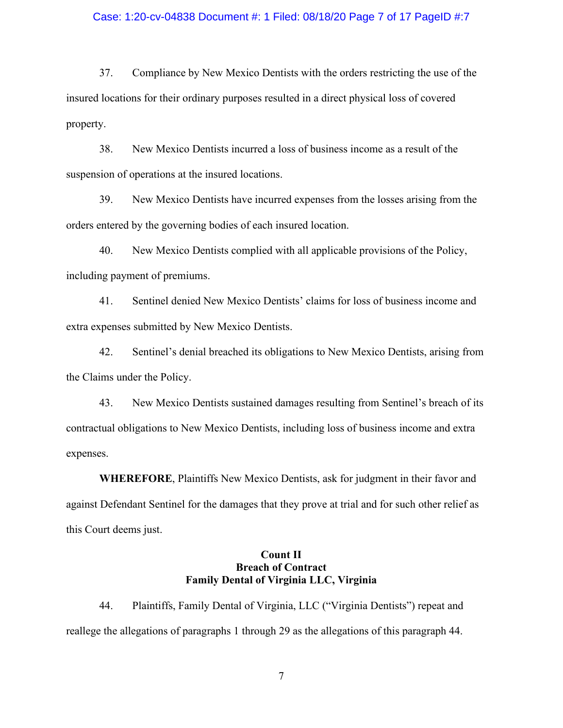37. Compliance by New Mexico Dentists with the orders restricting the use of the insured locations for their ordinary purposes resulted in a direct physical loss of covered property.

38. New Mexico Dentists incurred a loss of business income as a result of the suspension of operations at the insured locations.

39. New Mexico Dentists have incurred expenses from the losses arising from the orders entered by the governing bodies of each insured location.

40. New Mexico Dentists complied with all applicable provisions of the Policy, including payment of premiums.

41. Sentinel denied New Mexico Dentists' claims for loss of business income and extra expenses submitted by New Mexico Dentists.

42. Sentinel's denial breached its obligations to New Mexico Dentists, arising from the Claims under the Policy.

43. New Mexico Dentists sustained damages resulting from Sentinel's breach of its contractual obligations to New Mexico Dentists, including loss of business income and extra expenses.

**WHEREFORE**, Plaintiffs New Mexico Dentists, ask for judgment in their favor and against Defendant Sentinel for the damages that they prove at trial and for such other relief as this Court deems just.

**Count II**
**Breach of Contract**
**Family Dental of Virginia LLC, Virginia**

44. Plaintiffs, Family Dental of Virginia, LLC ("Virginia Dentists") repeat and reallege the allegations of paragraphs 1 through 29 as the allegations of this paragraph 44.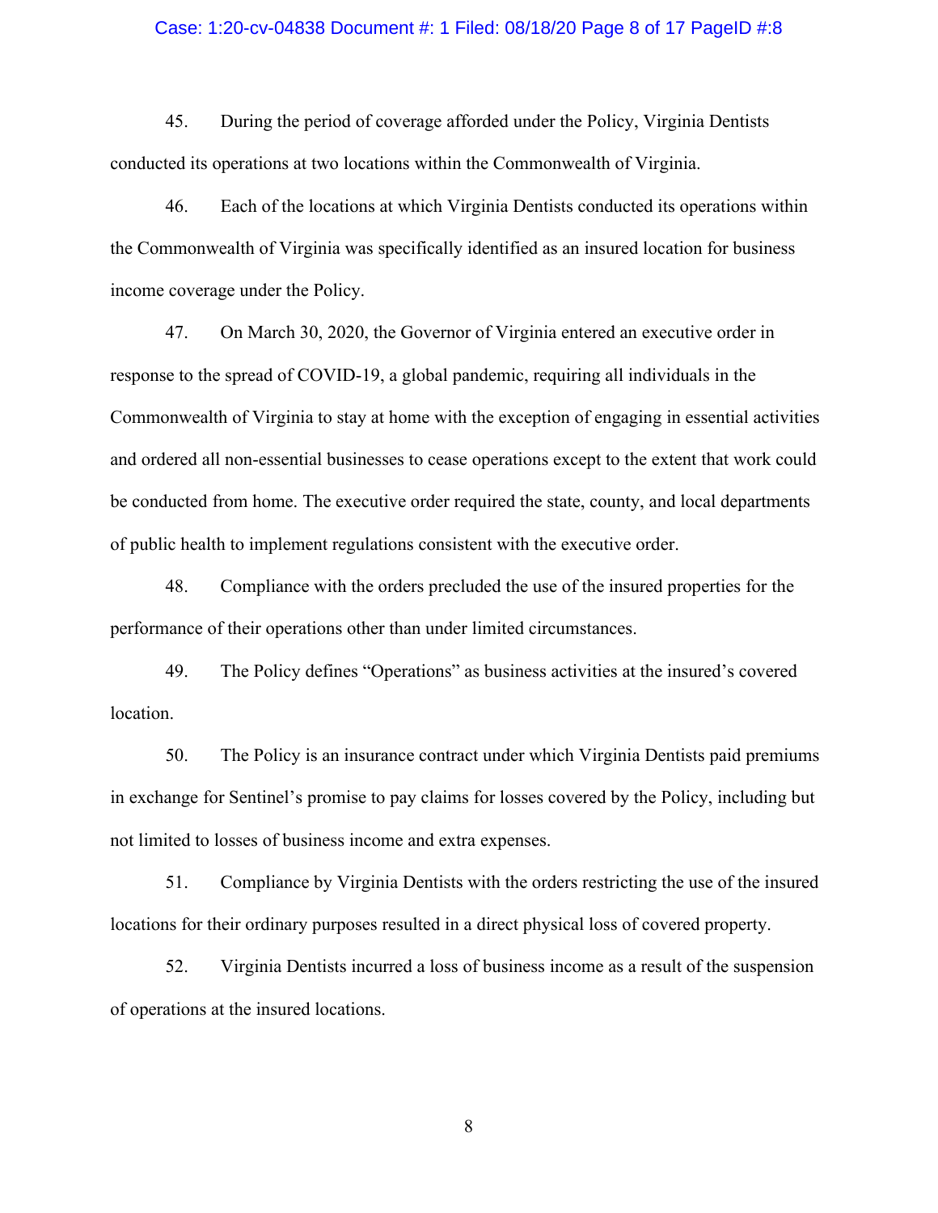45. During the period of coverage afforded under the Policy, Virginia Dentists conducted its operations at two locations within the Commonwealth of Virginia.

46. Each of the locations at which Virginia Dentists conducted its operations within the Commonwealth of Virginia was specifically identified as an insured location for business income coverage under the Policy.

47. On March 30, 2020, the Governor of Virginia entered an executive order in response to the spread of COVID-19, a global pandemic, requiring all individuals in the Commonwealth of Virginia to stay at home with the exception of engaging in essential activities and ordered all non-essential businesses to cease operations except to the extent that work could be conducted from home. The executive order required the state, county, and local departments of public health to implement regulations consistent with the executive order.

48. Compliance with the orders precluded the use of the insured properties for the performance of their operations other than under limited circumstances.

49. The Policy defines "Operations" as business activities at the insured's covered location.

50. The Policy is an insurance contract under which Virginia Dentists paid premiums in exchange for Sentinel's promise to pay claims for losses covered by the Policy, including but not limited to losses of business income and extra expenses.

51. Compliance by Virginia Dentists with the orders restricting the use of the insured locations for their ordinary purposes resulted in a direct physical loss of covered property.

52. Virginia Dentists incurred a loss of business income as a result of the suspension of operations at the insured locations.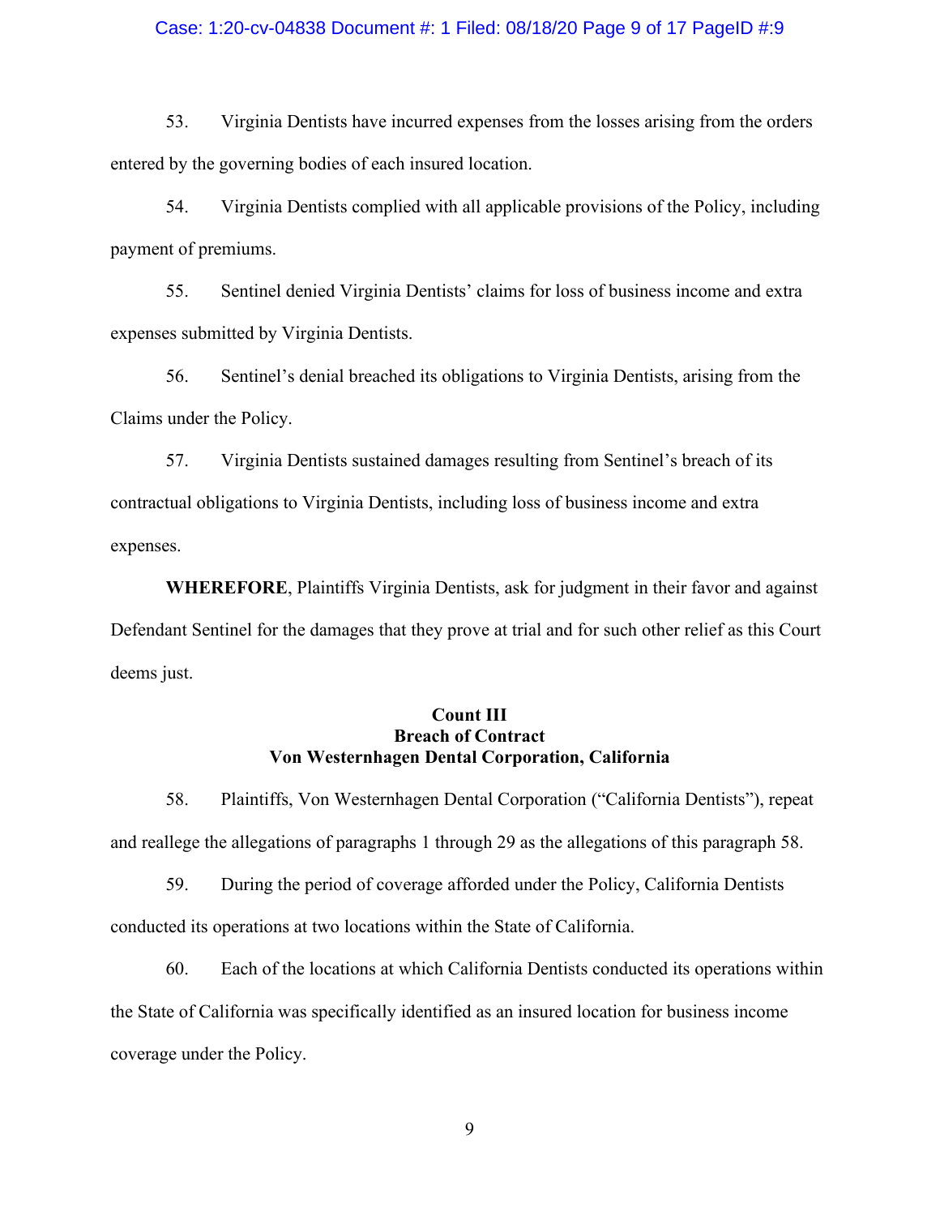53. Virginia Dentists have incurred expenses from the losses arising from the orders entered by the governing bodies of each insured location.

54. Virginia Dentists complied with all applicable provisions of the Policy, including payment of premiums.

55. Sentinel denied Virginia Dentists' claims for loss of business income and extra expenses submitted by Virginia Dentists.

56. Sentinel's denial breached its obligations to Virginia Dentists, arising from the Claims under the Policy.

57. Virginia Dentists sustained damages resulting from Sentinel's breach of its contractual obligations to Virginia Dentists, including loss of business income and extra expenses.

**WHEREFORE**, Plaintiffs Virginia Dentists, ask for judgment in their favor and against Defendant Sentinel for the damages that they prove at trial and for such other relief as this Court deems just.

**Count III**
**Breach of Contract**
**Von Westernhagen Dental Corporation, California**

58. Plaintiffs, Von Westernhagen Dental Corporation ("California Dentists"), repeat and reallege the allegations of paragraphs 1 through 29 as the allegations of this paragraph 58.

59. During the period of coverage afforded under the Policy, California Dentists conducted its operations at two locations within the State of California.

60. Each of the locations at which California Dentists conducted its operations within the State of California was specifically identified as an insured location for business income coverage under the Policy.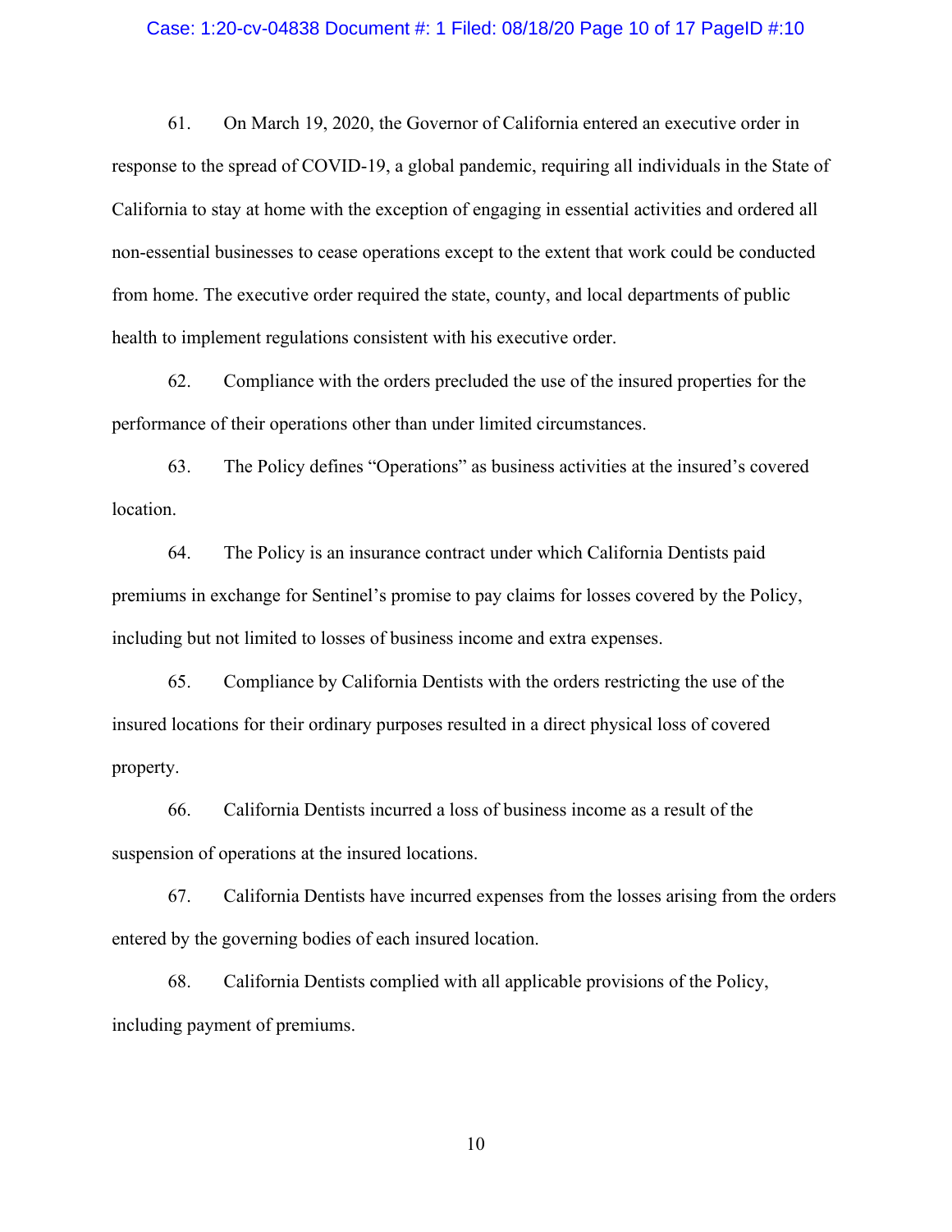61. On March 19, 2020, the Governor of California entered an executive order in response to the spread of COVID-19, a global pandemic, requiring all individuals in the State of California to stay at home with the exception of engaging in essential activities and ordered all non-essential businesses to cease operations except to the extent that work could be conducted from home. The executive order required the state, county, and local departments of public health to implement regulations consistent with his executive order.

62. Compliance with the orders precluded the use of the insured properties for the performance of their operations other than under limited circumstances.

63. The Policy defines "Operations" as business activities at the insured's covered location.

64. The Policy is an insurance contract under which California Dentists paid premiums in exchange for Sentinel's promise to pay claims for losses covered by the Policy, including but not limited to losses of business income and extra expenses.

65. Compliance by California Dentists with the orders restricting the use of the insured locations for their ordinary purposes resulted in a direct physical loss of covered property.

66. California Dentists incurred a loss of business income as a result of the suspension of operations at the insured locations.

67. California Dentists have incurred expenses from the losses arising from the orders entered by the governing bodies of each insured location.

68. California Dentists complied with all applicable provisions of the Policy, including payment of premiums.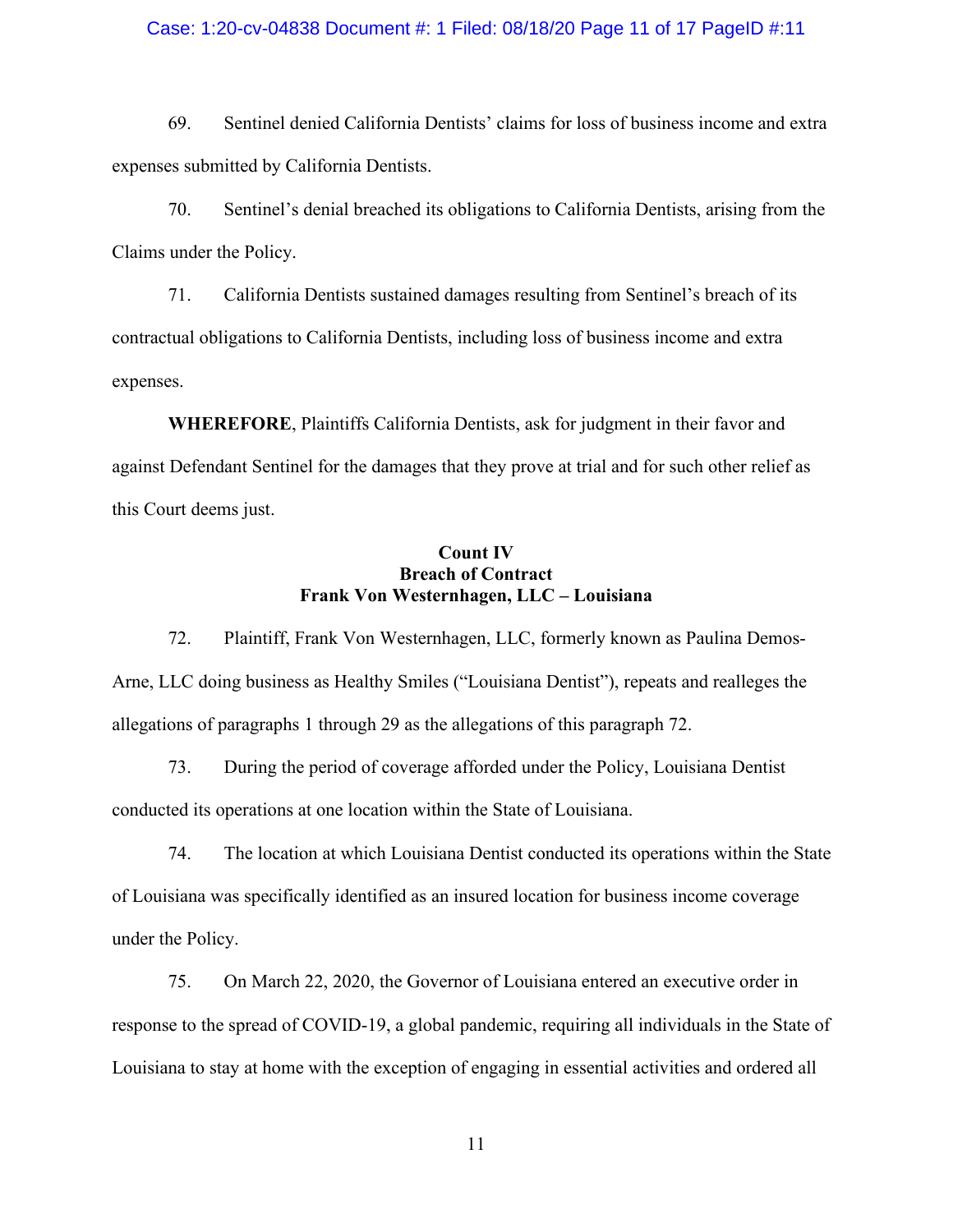69. Sentinel denied California Dentists' claims for loss of business income and extra expenses submitted by California Dentists.

70. Sentinel's denial breached its obligations to California Dentists, arising from the Claims under the Policy.

71. California Dentists sustained damages resulting from Sentinel's breach of its contractual obligations to California Dentists, including loss of business income and extra expenses.

**WHEREFORE**, Plaintiffs California Dentists, ask for judgment in their favor and against Defendant Sentinel for the damages that they prove at trial and for such other relief as this Court deems just.

**Count IV**
**Breach of Contract**
**Frank Von Westernhagen, LLC – Louisiana**

72. Plaintiff, Frank Von Westernhagen, LLC, formerly known as Paulina Demos-Arne, LLC doing business as Healthy Smiles ("Louisiana Dentist"), repeats and realleges the allegations of paragraphs 1 through 29 as the allegations of this paragraph 72.

73. During the period of coverage afforded under the Policy, Louisiana Dentist conducted its operations at one location within the State of Louisiana.

74. The location at which Louisiana Dentist conducted its operations within the State of Louisiana was specifically identified as an insured location for business income coverage under the Policy.

75. On March 22, 2020, the Governor of Louisiana entered an executive order in response to the spread of COVID-19, a global pandemic, requiring all individuals in the State of Louisiana to stay at home with the exception of engaging in essential activities and ordered all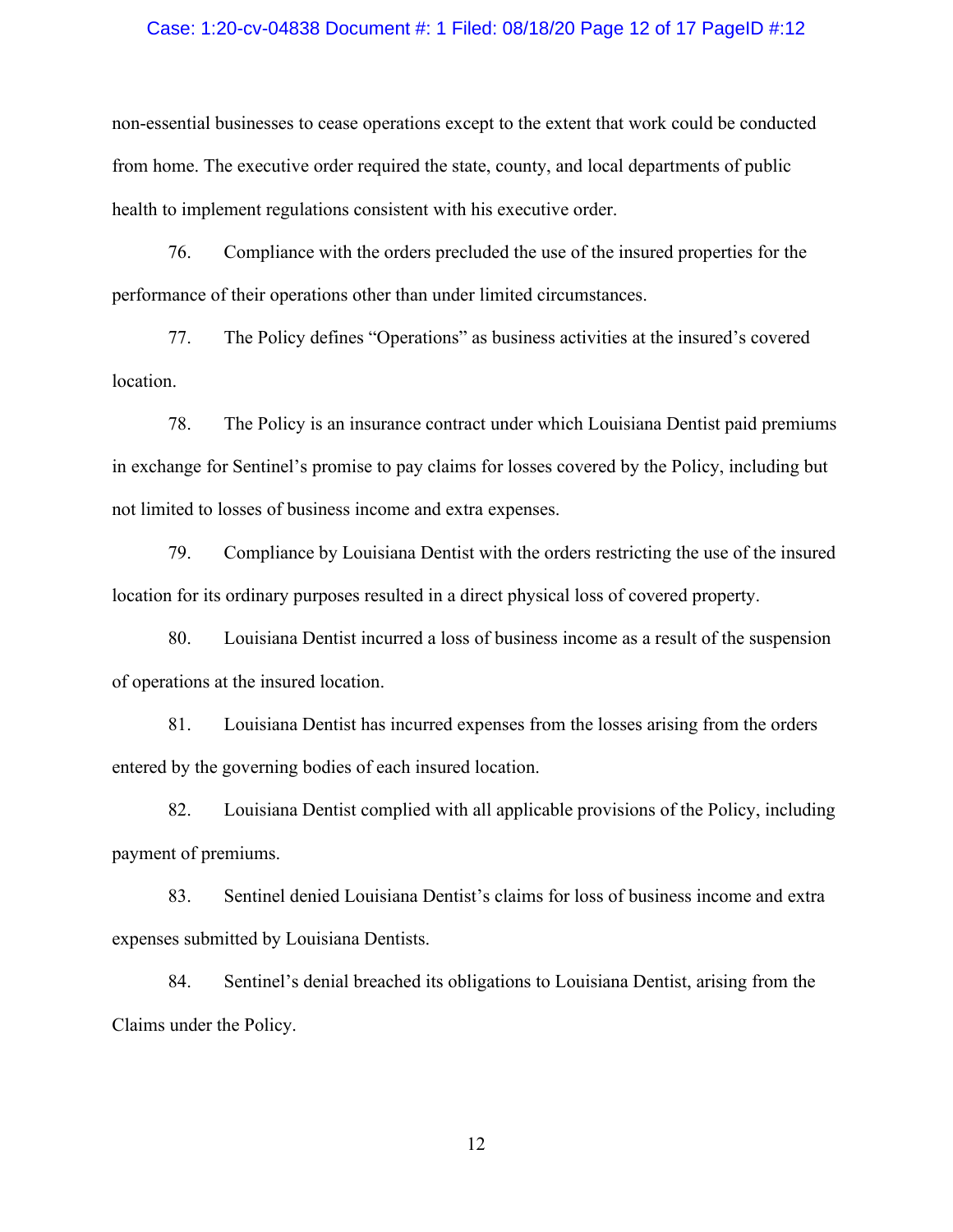non-essential businesses to cease operations except to the extent that work could be conducted from home. The executive order required the state, county, and local departments of public health to implement regulations consistent with his executive order.

76. Compliance with the orders precluded the use of the insured properties for the performance of their operations other than under limited circumstances.

77. The Policy defines "Operations" as business activities at the insured's covered location.

78. The Policy is an insurance contract under which Louisiana Dentist paid premiums in exchange for Sentinel's promise to pay claims for losses covered by the Policy, including but not limited to losses of business income and extra expenses.

79. Compliance by Louisiana Dentist with the orders restricting the use of the insured location for its ordinary purposes resulted in a direct physical loss of covered property.

80. Louisiana Dentist incurred a loss of business income as a result of the suspension of operations at the insured location.

81. Louisiana Dentist has incurred expenses from the losses arising from the orders entered by the governing bodies of each insured location.

82. Louisiana Dentist complied with all applicable provisions of the Policy, including payment of premiums.

83. Sentinel denied Louisiana Dentist's claims for loss of business income and extra expenses submitted by Louisiana Dentists.

84. Sentinel's denial breached its obligations to Louisiana Dentist, arising from the Claims under the Policy.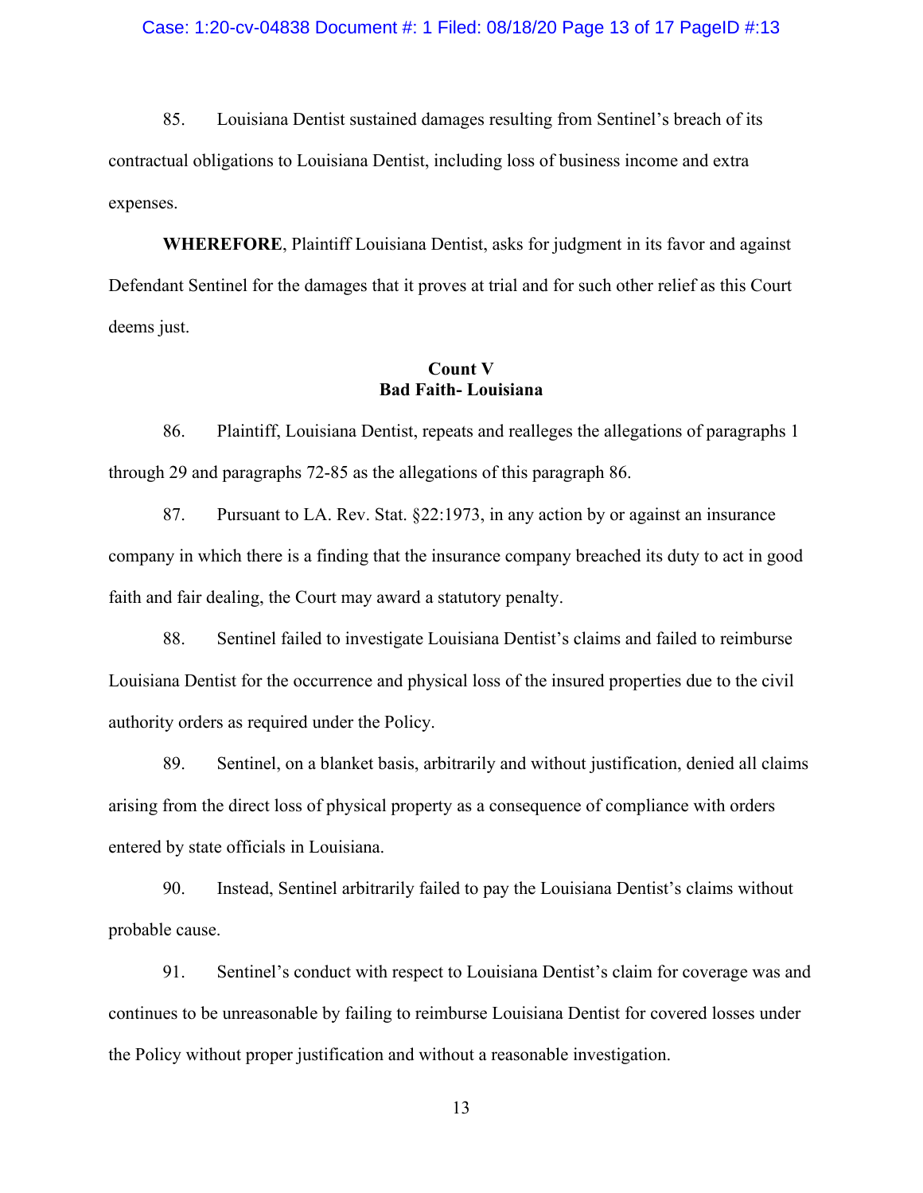85. Louisiana Dentist sustained damages resulting from Sentinel's breach of its contractual obligations to Louisiana Dentist, including loss of business income and extra expenses.

**WHEREFORE**, Plaintiff Louisiana Dentist, asks for judgment in its favor and against Defendant Sentinel for the damages that it proves at trial and for such other relief as this Court deems just.

**Count V**
**Bad Faith- Louisiana**

86. Plaintiff, Louisiana Dentist, repeats and realleges the allegations of paragraphs 1 through 29 and paragraphs 72-85 as the allegations of this paragraph 86.

87. Pursuant to LA. Rev. Stat. §22:1973, in any action by or against an insurance company in which there is a finding that the insurance company breached its duty to act in good faith and fair dealing, the Court may award a statutory penalty.

88. Sentinel failed to investigate Louisiana Dentist's claims and failed to reimburse Louisiana Dentist for the occurrence and physical loss of the insured properties due to the civil authority orders as required under the Policy.

89. Sentinel, on a blanket basis, arbitrarily and without justification, denied all claims arising from the direct loss of physical property as a consequence of compliance with orders entered by state officials in Louisiana.

90. Instead, Sentinel arbitrarily failed to pay the Louisiana Dentist's claims without probable cause.

91. Sentinel's conduct with respect to Louisiana Dentist's claim for coverage was and continues to be unreasonable by failing to reimburse Louisiana Dentist for covered losses under the Policy without proper justification and without a reasonable investigation.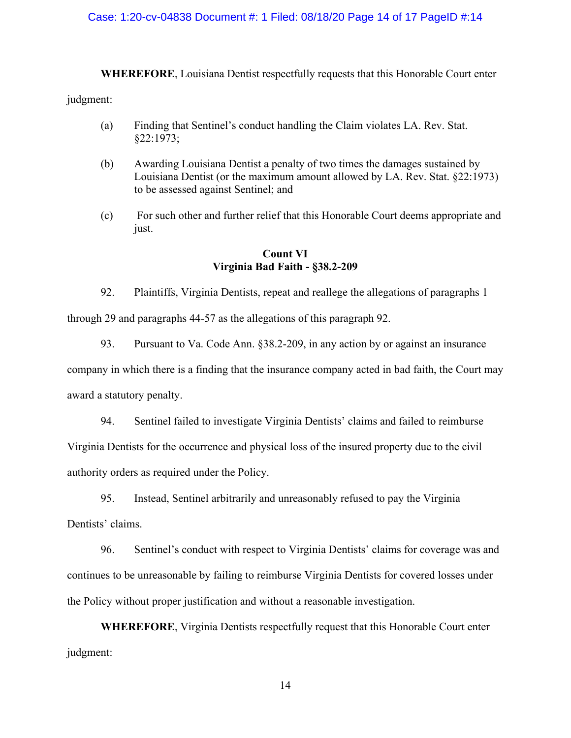**WHEREFORE**, Louisiana Dentist respectfully requests that this Honorable Court enter judgment:

(a) Finding that Sentinel's conduct handling the Claim violates LA. Rev. Stat. §22:1973;

(b) Awarding Louisiana Dentist a penalty of two times the damages sustained by Louisiana Dentist (or the maximum amount allowed by LA. Rev. Stat. §22:1973) to be assessed against Sentinel; and

(c) For such other and further relief that this Honorable Court deems appropriate and just.

**Count VI**
**Virginia Bad Faith - §38.2-209**

92. Plaintiffs, Virginia Dentists, repeat and reallege the allegations of paragraphs 1 through 29 and paragraphs 44-57 as the allegations of this paragraph 92.

93. Pursuant to Va. Code Ann. §38.2-209, in any action by or against an insurance company in which there is a finding that the insurance company acted in bad faith, the Court may award a statutory penalty.

94. Sentinel failed to investigate Virginia Dentists' claims and failed to reimburse Virginia Dentists for the occurrence and physical loss of the insured property due to the civil authority orders as required under the Policy.

95. Instead, Sentinel arbitrarily and unreasonably refused to pay the Virginia Dentists' claims.

96. Sentinel's conduct with respect to Virginia Dentists' claims for coverage was and continues to be unreasonable by failing to reimburse Virginia Dentists for covered losses under the Policy without proper justification and without a reasonable investigation.

**WHEREFORE**, Virginia Dentists respectfully request that this Honorable Court enter judgment: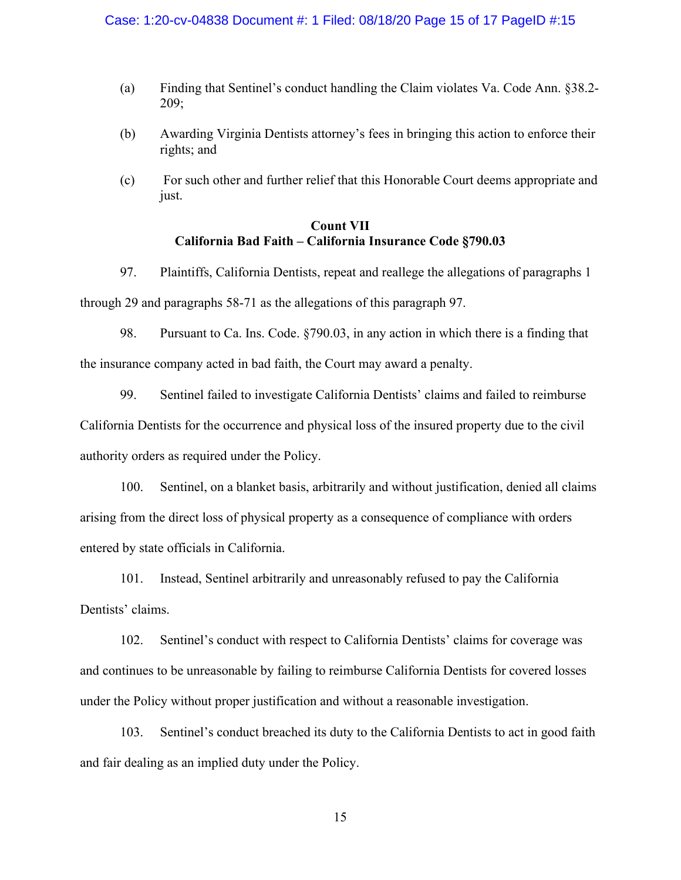(a) Finding that Sentinel's conduct handling the Claim violates Va. Code Ann. §38.2-209;

(b) Awarding Virginia Dentists attorney's fees in bringing this action to enforce their rights; and

(c) For such other and further relief that this Honorable Court deems appropriate and just.

**Count VII**
**California Bad Faith – California Insurance Code §790.03**

97. Plaintiffs, California Dentists, repeat and reallege the allegations of paragraphs 1 through 29 and paragraphs 58-71 as the allegations of this paragraph 97.

98. Pursuant to Ca. Ins. Code. §790.03, in any action in which there is a finding that the insurance company acted in bad faith, the Court may award a penalty.

99. Sentinel failed to investigate California Dentists' claims and failed to reimburse California Dentists for the occurrence and physical loss of the insured property due to the civil authority orders as required under the Policy.

100. Sentinel, on a blanket basis, arbitrarily and without justification, denied all claims arising from the direct loss of physical property as a consequence of compliance with orders entered by state officials in California.

101. Instead, Sentinel arbitrarily and unreasonably refused to pay the California Dentists' claims.

102. Sentinel's conduct with respect to California Dentists' claims for coverage was and continues to be unreasonable by failing to reimburse California Dentists for covered losses under the Policy without proper justification and without a reasonable investigation.

103. Sentinel's conduct breached its duty to the California Dentists to act in good faith and fair dealing as an implied duty under the Policy.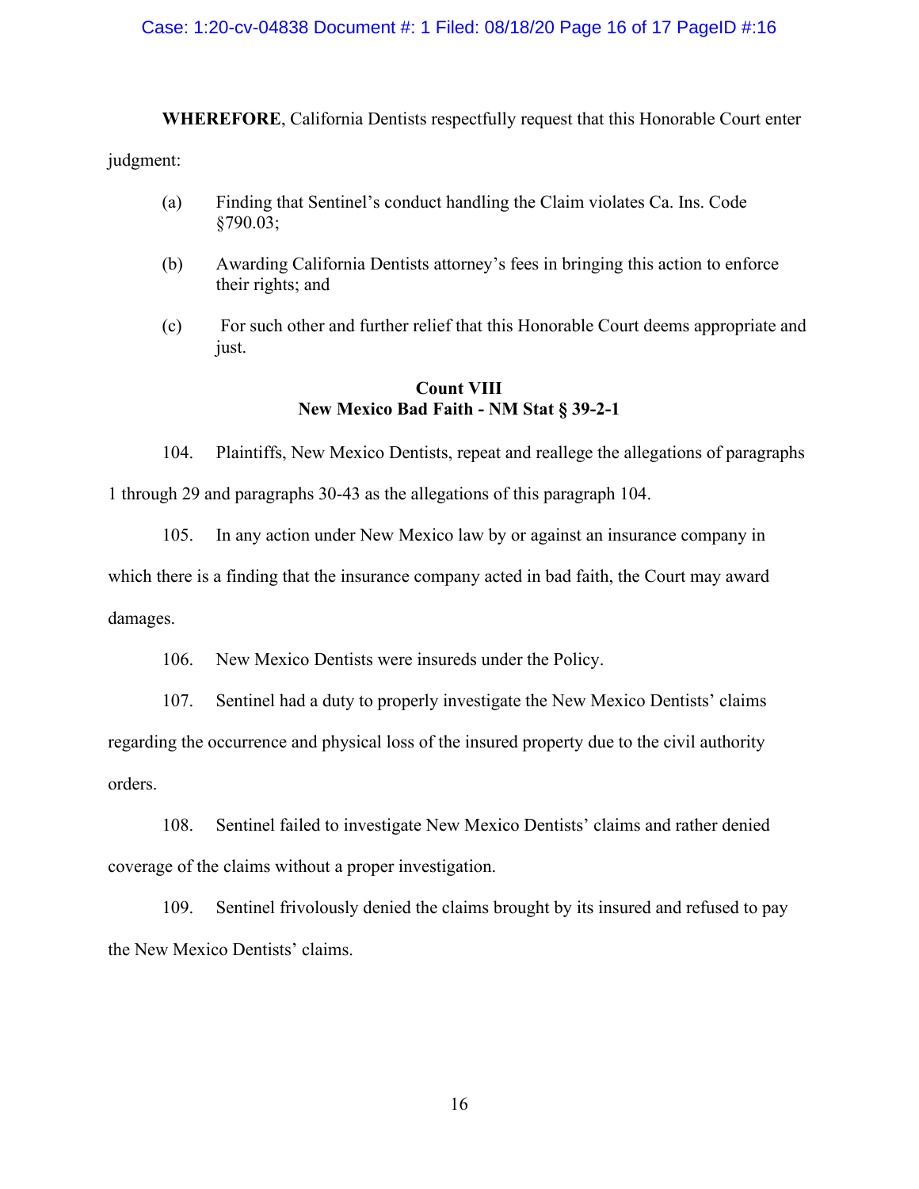**WHEREFORE**, California Dentists respectfully request that this Honorable Court enter judgment:

(a) Finding that Sentinel's conduct handling the Claim violates Ca. Ins. Code §790.03;

(b) Awarding California Dentists attorney's fees in bringing this action to enforce their rights; and

(c) For such other and further relief that this Honorable Court deems appropriate and just.

**Count VIII**
**New Mexico Bad Faith - NM Stat § 39-2-1**

104. Plaintiffs, New Mexico Dentists, repeat and reallege the allegations of paragraphs 1 through 29 and paragraphs 30-43 as the allegations of this paragraph 104.

105. In any action under New Mexico law by or against an insurance company in which there is a finding that the insurance company acted in bad faith, the Court may award damages.

106. New Mexico Dentists were insureds under the Policy.

107. Sentinel had a duty to properly investigate the New Mexico Dentists' claims regarding the occurrence and physical loss of the insured property due to the civil authority orders.

108. Sentinel failed to investigate New Mexico Dentists' claims and rather denied coverage of the claims without a proper investigation.

109. Sentinel frivolously denied the claims brought by its insured and refused to pay the New Mexico Dentists' claims.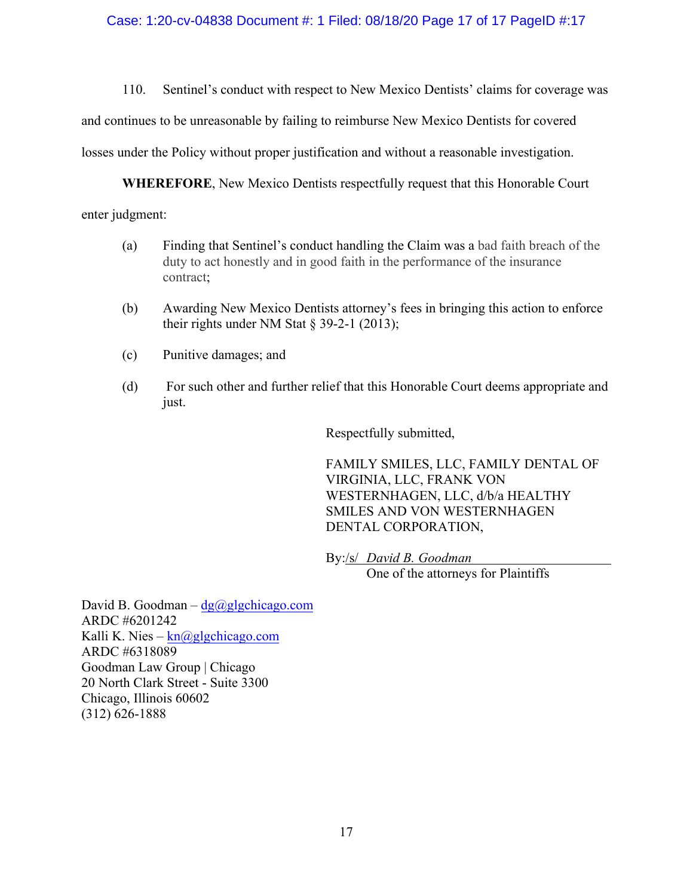110. Sentinel's conduct with respect to New Mexico Dentists' claims for coverage was and continues to be unreasonable by failing to reimburse New Mexico Dentists for covered losses under the Policy without proper justification and without a reasonable investigation.

**WHEREFORE**, New Mexico Dentists respectfully request that this Honorable Court enter judgment:

(a) Finding that Sentinel's conduct handling the Claim was a bad faith breach of the duty to act honestly and in good faith in the performance of the insurance contract;

(b) Awarding New Mexico Dentists attorney's fees in bringing this action to enforce their rights under NM Stat § 39-2-1 (2013);

(c) Punitive damages; and

(d) For such other and further relief that this Honorable Court deems appropriate and just.

Respectfully submitted,

FAMILY SMILES, LLC, FAMILY DENTAL OF VIRGINIA, LLC, FRANK VON WESTERNHAGEN, LLC, d/b/a HEALTHY SMILES AND VON WESTERNHAGEN DENTAL CORPORATION,

By:/s/ *David B. Goodman*
One of the attorneys for Plaintiffs

David B. Goodman – dg@glgchicago.com
ARDC #6201242
Kalli K. Nies – kn@glgchicago.com
ARDC #6318089
Goodman Law Group | Chicago
20 North Clark Street - Suite 3300
Chicago, Illinois 60602
(312) 626-1888